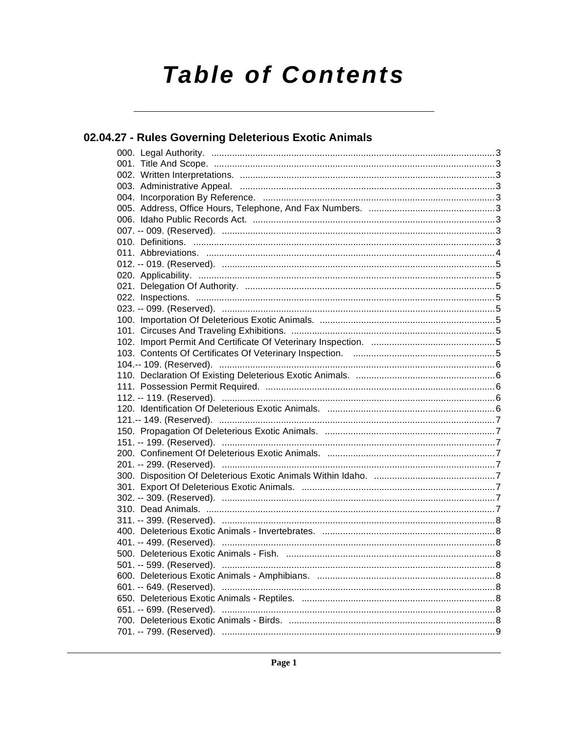# Table of Contents

## 02.04.27 - Rules Governing Deleterious Exotic Animals

000. Legal Authority. ....3
001. Title And Scope. ....3
002. Written Interpretations. ....3
003. Administrative Appeal. ....3
004. Incorporation By Reference. ....3
005. Address, Office Hours, Telephone, And Fax Numbers. ....3
006. Idaho Public Records Act. ....3
007. -- 009. (Reserved). ....3
010. Definitions. ....3
011. Abbreviations. ....4
012. -- 019. (Reserved). ....5
020. Applicability. ....5
021. Delegation Of Authority. ....5
022. Inspections. ....5
023. -- 099. (Reserved). ....5
100. Importation Of Deleterious Exotic Animals. ....5
101. Circuses And Traveling Exhibitions. ....5
102. Import Permit And Certificate Of Veterinary Inspection. ....5
103. Contents Of Certificates Of Veterinary Inspection. ....5
104.-- 109. (Reserved). ....6
110. Declaration Of Existing Deleterious Exotic Animals. ....6
111. Possession Permit Required. ....6
112. -- 119. (Reserved). ....6
120. Identification Of Deleterious Exotic Animals. ....6
121.-- 149. (Reserved). ....7
150. Propagation Of Deleterious Exotic Animals. ....7
151. -- 199. (Reserved). ....7
200. Confinement Of Deleterious Exotic Animals. ....7
201. -- 299. (Reserved). ....7
300. Disposition Of Deleterious Exotic Animals Within Idaho. ....7
301. Export Of Deleterious Exotic Animals. ....7
302. -- 309. (Reserved). ....7
310. Dead Animals. ....7
311. -- 399. (Reserved). ....8
400. Deleterious Exotic Animals - Invertebrates. ....8
401. -- 499. (Reserved). ....8
500. Deleterious Exotic Animals - Fish. ....8
501. -- 599. (Reserved). ....8
600. Deleterious Exotic Animals - Amphibians. ....8
601. -- 649. (Reserved). ....8
650. Deleterious Exotic Animals - Reptiles. ....8
651. -- 699. (Reserved). ....8
700. Deleterious Exotic Animals - Birds. ....8
701. -- 799. (Reserved). ....9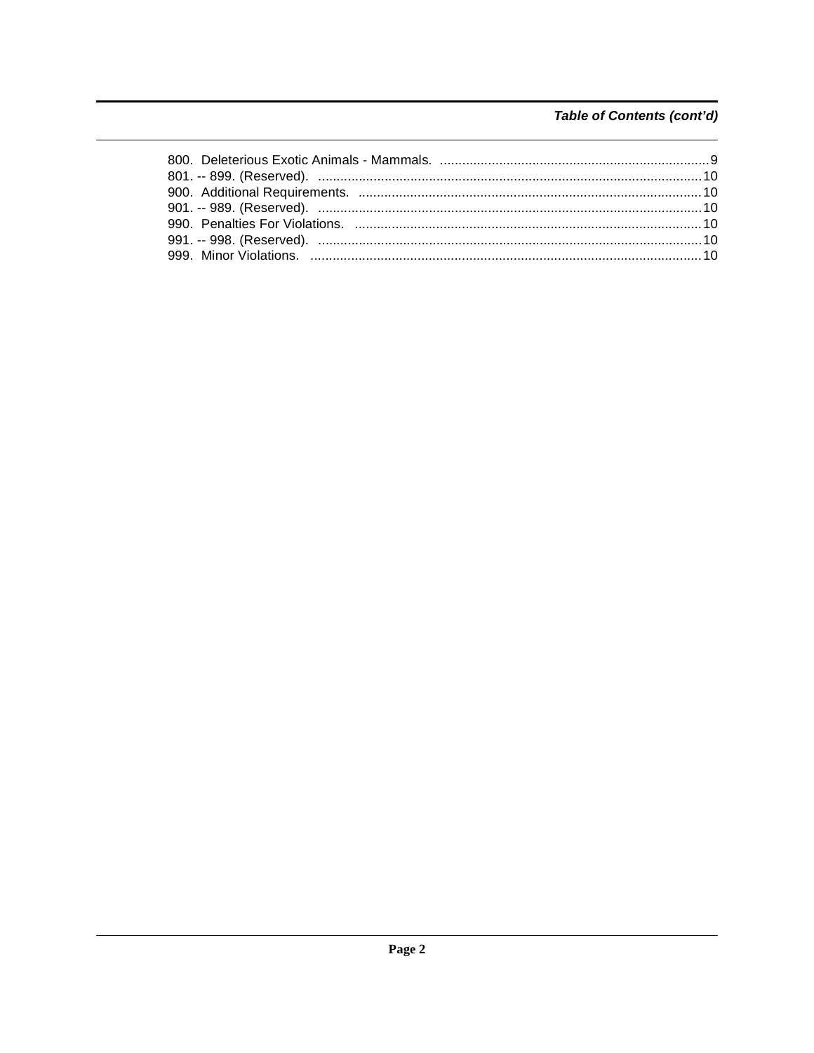***Table of Contents (cont'd)***

800. Deleterious Exotic Animals - Mammals. ........................................ 9
801. -- 899. (Reserved). ........................................ 10
900. Additional Requirements. ........................................ 10
901. -- 989. (Reserved). ........................................ 10
990. Penalties For Violations. ........................................ 10
991. -- 998. (Reserved). ........................................ 10
999. Minor Violations. ........................................ 10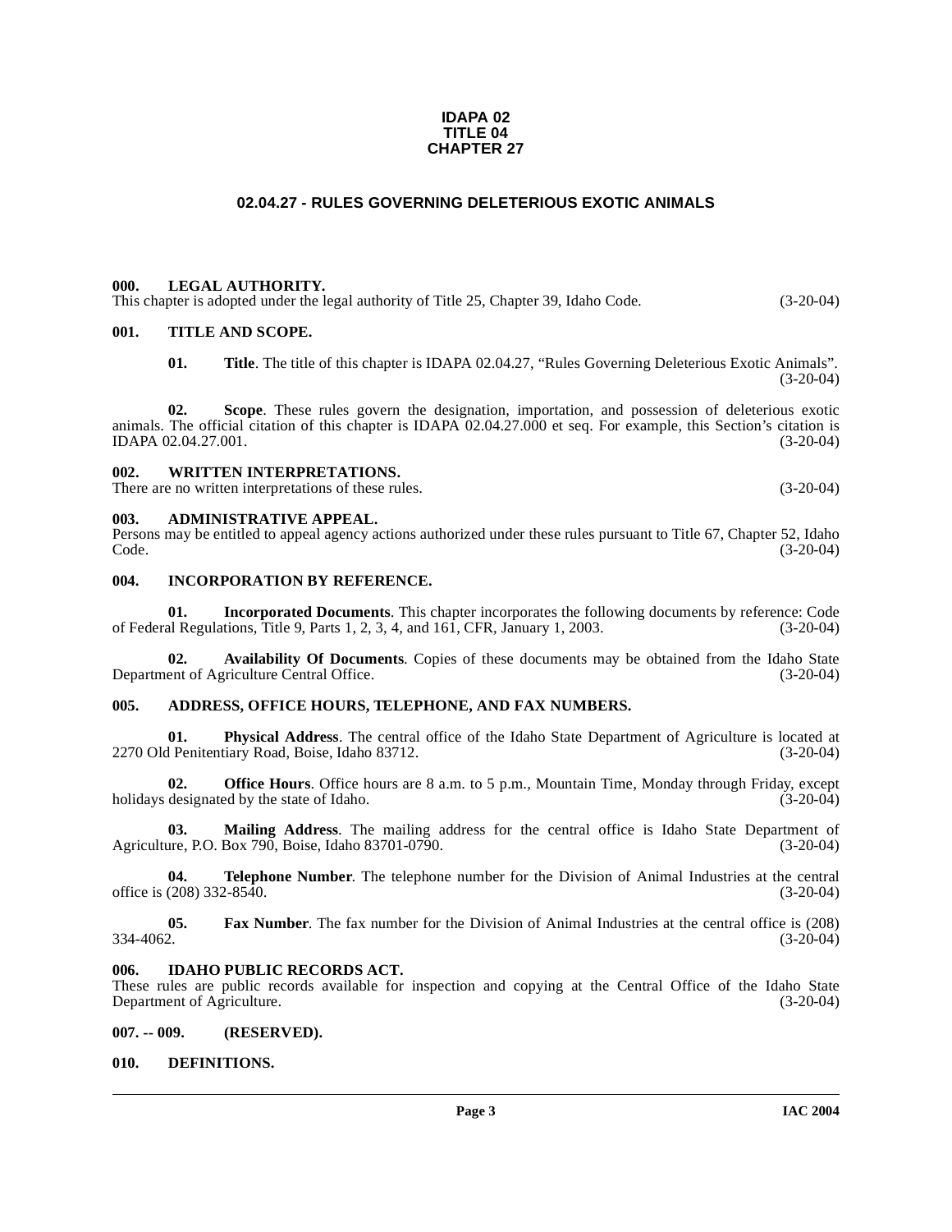**IDAPA 02**
**TITLE 04**
**CHAPTER 27**

# 02.04.27 - RULES GOVERNING DELETERIOUS EXOTIC ANIMALS

**000. LEGAL AUTHORITY.**
This chapter is adopted under the legal authority of Title 25, Chapter 39, Idaho Code. (3-20-04)

**001. TITLE AND SCOPE.**

**01. Title**. The title of this chapter is IDAPA 02.04.27, "Rules Governing Deleterious Exotic Animals". (3-20-04)

**02. Scope**. These rules govern the designation, importation, and possession of deleterious exotic animals. The official citation of this chapter is IDAPA 02.04.27.000 et seq. For example, this Section's citation is IDAPA 02.04.27.001. (3-20-04)

**002. WRITTEN INTERPRETATIONS.**
There are no written interpretations of these rules. (3-20-04)

**003. ADMINISTRATIVE APPEAL.**
Persons may be entitled to appeal agency actions authorized under these rules pursuant to Title 67, Chapter 52, Idaho Code. (3-20-04)

**004. INCORPORATION BY REFERENCE.**

**01. Incorporated Documents**. This chapter incorporates the following documents by reference: Code of Federal Regulations, Title 9, Parts 1, 2, 3, 4, and 161, CFR, January 1, 2003. (3-20-04)

**02. Availability Of Documents**. Copies of these documents may be obtained from the Idaho State Department of Agriculture Central Office. (3-20-04)

**005. ADDRESS, OFFICE HOURS, TELEPHONE, AND FAX NUMBERS.**

**01. Physical Address**. The central office of the Idaho State Department of Agriculture is located at 2270 Old Penitentiary Road, Boise, Idaho 83712. (3-20-04)

**02. Office Hours**. Office hours are 8 a.m. to 5 p.m., Mountain Time, Monday through Friday, except holidays designated by the state of Idaho. (3-20-04)

**03. Mailing Address**. The mailing address for the central office is Idaho State Department of Agriculture, P.O. Box 790, Boise, Idaho 83701-0790. (3-20-04)

**04. Telephone Number**. The telephone number for the Division of Animal Industries at the central office is (208) 332-8540. (3-20-04)

**05. Fax Number**. The fax number for the Division of Animal Industries at the central office is (208) 334-4062. (3-20-04)

**006. IDAHO PUBLIC RECORDS ACT.**
These rules are public records available for inspection and copying at the Central Office of the Idaho State Department of Agriculture. (3-20-04)

**007. -- 009. (RESERVED).**

**010. DEFINITIONS.**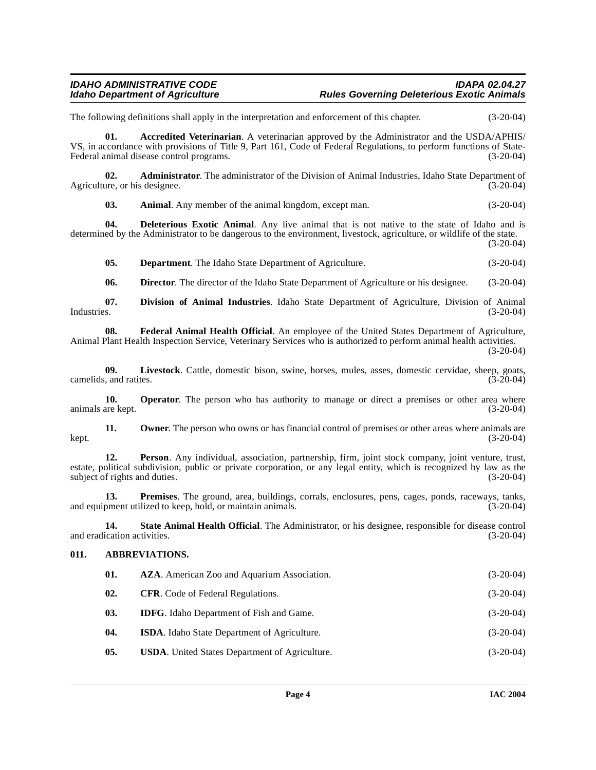The following definitions shall apply in the interpretation and enforcement of this chapter. (3-20-04)

**01. Accredited Veterinarian**. A veterinarian approved by the Administrator and the USDA/APHIS/VS, in accordance with provisions of Title 9, Part 161, Code of Federal Regulations, to perform functions of State-Federal animal disease control programs. (3-20-04)

**02. Administrator**. The administrator of the Division of Animal Industries, Idaho State Department of Agriculture, or his designee. (3-20-04)

**03. Animal**. Any member of the animal kingdom, except man. (3-20-04)

**04. Deleterious Exotic Animal**. Any live animal that is not native to the state of Idaho and is determined by the Administrator to be dangerous to the environment, livestock, agriculture, or wildlife of the state. (3-20-04)

**05. Department**. The Idaho State Department of Agriculture. (3-20-04)

**06. Director**. The director of the Idaho State Department of Agriculture or his designee. (3-20-04)

**07. Division of Animal Industries**. Idaho State Department of Agriculture, Division of Animal Industries. (3-20-04)

**08. Federal Animal Health Official**. An employee of the United States Department of Agriculture, Animal Plant Health Inspection Service, Veterinary Services who is authorized to perform animal health activities. (3-20-04)

**09. Livestock**. Cattle, domestic bison, swine, horses, mules, asses, domestic cervidae, sheep, goats, camelids, and ratites. (3-20-04)

**10. Operator**. The person who has authority to manage or direct a premises or other area where animals are kept. (3-20-04)

**11. Owner**. The person who owns or has financial control of premises or other areas where animals are kept. (3-20-04)

**12. Person**. Any individual, association, partnership, firm, joint stock company, joint venture, trust, estate, political subdivision, public or private corporation, or any legal entity, which is recognized by law as the subject of rights and duties. (3-20-04)

**13. Premises**. The ground, area, buildings, corrals, enclosures, pens, cages, ponds, raceways, tanks, and equipment utilized to keep, hold, or maintain animals. (3-20-04)

**14. State Animal Health Official**. The Administrator, or his designee, responsible for disease control and eradication activities. (3-20-04)

## 011. ABBREVIATIONS.

**01. AZA**. American Zoo and Aquarium Association. (3-20-04)

**02. CFR**. Code of Federal Regulations. (3-20-04)

**03. IDFG**. Idaho Department of Fish and Game. (3-20-04)

**04. ISDA**. Idaho State Department of Agriculture. (3-20-04)

**05. USDA**. United States Department of Agriculture. (3-20-04)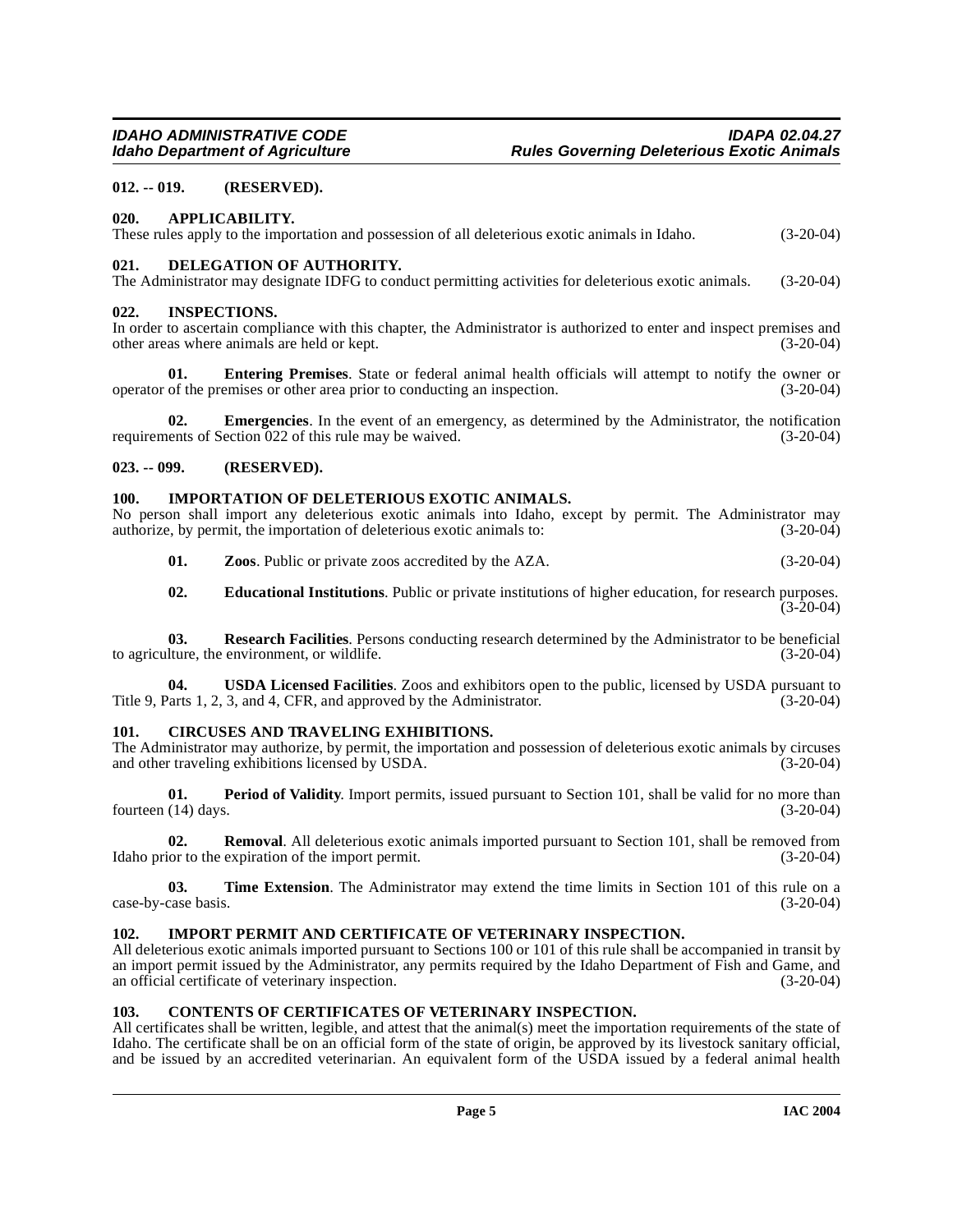**012. -- 019. (RESERVED).**

**020. APPLICABILITY.**

These rules apply to the importation and possession of all deleterious exotic animals in Idaho. (3-20-04)

**021. DELEGATION OF AUTHORITY.**

The Administrator may designate IDFG to conduct permitting activities for deleterious exotic animals. (3-20-04)

**022. INSPECTIONS.**

In order to ascertain compliance with this chapter, the Administrator is authorized to enter and inspect premises and other areas where animals are held or kept. (3-20-04)

**01. Entering Premises**. State or federal animal health officials will attempt to notify the owner or operator of the premises or other area prior to conducting an inspection. (3-20-04)

**02. Emergencies**. In the event of an emergency, as determined by the Administrator, the notification requirements of Section 022 of this rule may be waived. (3-20-04)

**023. -- 099. (RESERVED).**

**100. IMPORTATION OF DELETERIOUS EXOTIC ANIMALS.**

No person shall import any deleterious exotic animals into Idaho, except by permit. The Administrator may authorize, by permit, the importation of deleterious exotic animals to: (3-20-04)

**01. Zoos**. Public or private zoos accredited by the AZA. (3-20-04)

**02. Educational Institutions**. Public or private institutions of higher education, for research purposes. (3-20-04)

**03. Research Facilities**. Persons conducting research determined by the Administrator to be beneficial to agriculture, the environment, or wildlife. (3-20-04)

**04. USDA Licensed Facilities**. Zoos and exhibitors open to the public, licensed by USDA pursuant to Title 9, Parts 1, 2, 3, and 4, CFR, and approved by the Administrator. (3-20-04)

**101. CIRCUSES AND TRAVELING EXHIBITIONS.**

The Administrator may authorize, by permit, the importation and possession of deleterious exotic animals by circuses and other traveling exhibitions licensed by USDA. (3-20-04)

**01. Period of Validity**. Import permits, issued pursuant to Section 101, shall be valid for no more than fourteen (14) days. (3-20-04)

**02. Removal**. All deleterious exotic animals imported pursuant to Section 101, shall be removed from Idaho prior to the expiration of the import permit. (3-20-04)

**03. Time Extension**. The Administrator may extend the time limits in Section 101 of this rule on a case-by-case basis. (3-20-04)

**102. IMPORT PERMIT AND CERTIFICATE OF VETERINARY INSPECTION.**

All deleterious exotic animals imported pursuant to Sections 100 or 101 of this rule shall be accompanied in transit by an import permit issued by the Administrator, any permits required by the Idaho Department of Fish and Game, and an official certificate of veterinary inspection. (3-20-04)

**103. CONTENTS OF CERTIFICATES OF VETERINARY INSPECTION.**

All certificates shall be written, legible, and attest that the animal(s) meet the importation requirements of the state of Idaho. The certificate shall be on an official form of the state of origin, be approved by its livestock sanitary official, and be issued by an accredited veterinarian. An equivalent form of the USDA issued by a federal animal health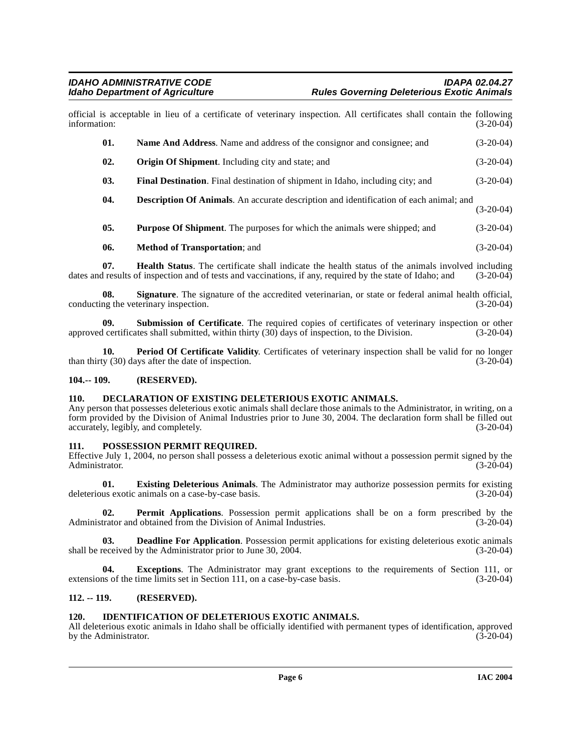official is acceptable in lieu of a certificate of veterinary inspection. All certificates shall contain the following information: (3-20-04)

**01. Name And Address**. Name and address of the consignor and consignee; and (3-20-04)

**02. Origin Of Shipment**. Including city and state; and (3-20-04)

**03. Final Destination**. Final destination of shipment in Idaho, including city; and (3-20-04)

**04. Description Of Animals**. An accurate description and identification of each animal; and (3-20-04)

**05. Purpose Of Shipment**. The purposes for which the animals were shipped; and (3-20-04)

**06. Method of Transportation**; and (3-20-04)

**07. Health Status**. The certificate shall indicate the health status of the animals involved including dates and results of inspection and of tests and vaccinations, if any, required by the state of Idaho; and (3-20-04)

**08. Signature**. The signature of the accredited veterinarian, or state or federal animal health official, conducting the veterinary inspection. (3-20-04)

**09. Submission of Certificate**. The required copies of certificates of veterinary inspection or other approved certificates shall submitted, within thirty (30) days of inspection, to the Division. (3-20-04)

**10. Period Of Certificate Validity**. Certificates of veterinary inspection shall be valid for no longer than thirty (30) days after the date of inspection. (3-20-04)

## 104.-- 109. (RESERVED).

## 110. DECLARATION OF EXISTING DELETERIOUS EXOTIC ANIMALS.

Any person that possesses deleterious exotic animals shall declare those animals to the Administrator, in writing, on a form provided by the Division of Animal Industries prior to June 30, 2004. The declaration form shall be filled out accurately, legibly, and completely. (3-20-04)

## 111. POSSESSION PERMIT REQUIRED.

Effective July 1, 2004, no person shall possess a deleterious exotic animal without a possession permit signed by the Administrator. (3-20-04)

**01. Existing Deleterious Animals**. The Administrator may authorize possession permits for existing deleterious exotic animals on a case-by-case basis. (3-20-04)

**02. Permit Applications**. Possession permit applications shall be on a form prescribed by the Administrator and obtained from the Division of Animal Industries. (3-20-04)

**03. Deadline For Application**. Possession permit applications for existing deleterious exotic animals shall be received by the Administrator prior to June 30, 2004. (3-20-04)

**04. Exceptions**. The Administrator may grant exceptions to the requirements of Section 111, or extensions of the time limits set in Section 111, on a case-by-case basis. (3-20-04)

## 112. -- 119. (RESERVED).

## 120. IDENTIFICATION OF DELETERIOUS EXOTIC ANIMALS.

All deleterious exotic animals in Idaho shall be officially identified with permanent types of identification, approved by the Administrator. (3-20-04)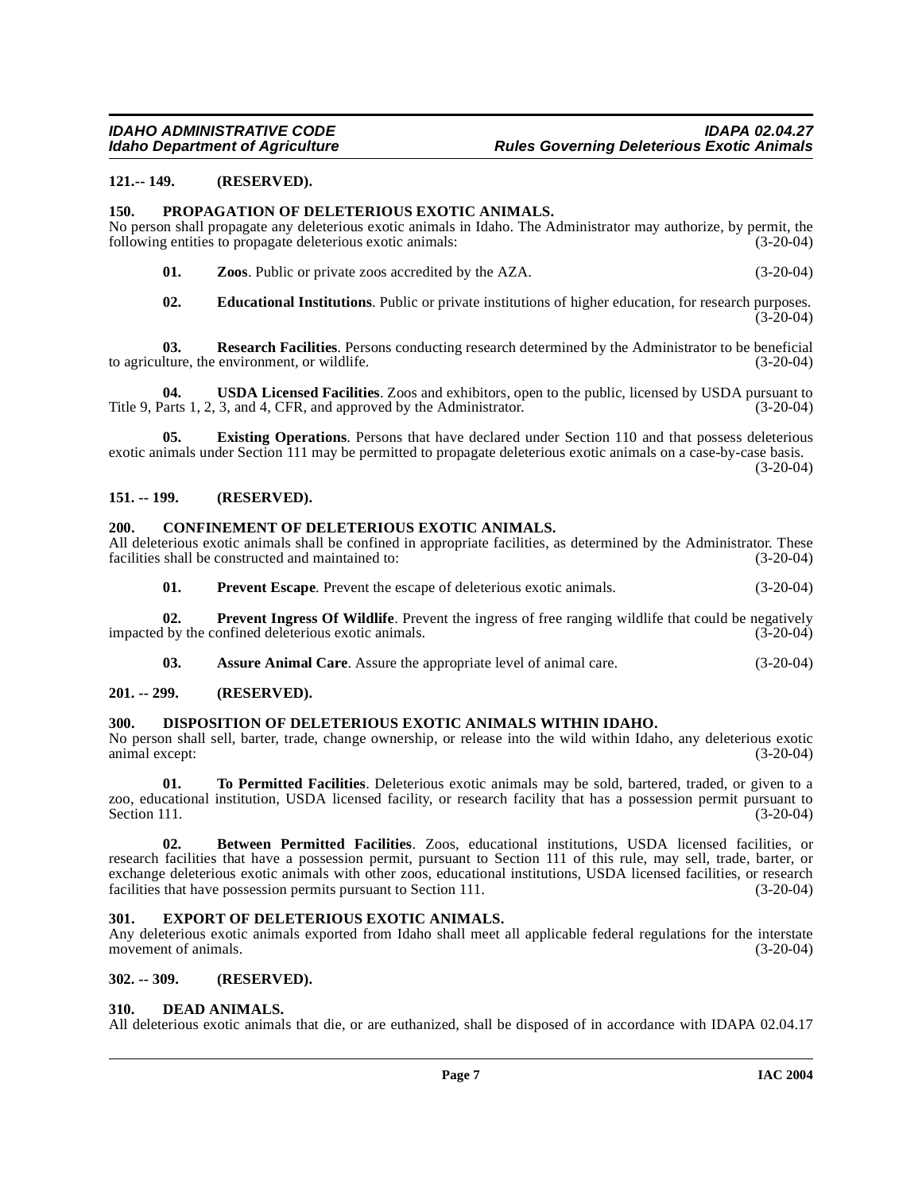**121.-- 149. (RESERVED).**

**150. PROPAGATION OF DELETERIOUS EXOTIC ANIMALS.**

No person shall propagate any deleterious exotic animals in Idaho. The Administrator may authorize, by permit, the following entities to propagate deleterious exotic animals: (3-20-04)

**01. Zoos**. Public or private zoos accredited by the AZA. (3-20-04)

**02. Educational Institutions**. Public or private institutions of higher education, for research purposes. (3-20-04)

**03. Research Facilities**. Persons conducting research determined by the Administrator to be beneficial to agriculture, the environment, or wildlife. (3-20-04)

**04. USDA Licensed Facilities**. Zoos and exhibitors, open to the public, licensed by USDA pursuant to Title 9, Parts 1, 2, 3, and 4, CFR, and approved by the Administrator. (3-20-04)

**05. Existing Operations**. Persons that have declared under Section 110 and that possess deleterious exotic animals under Section 111 may be permitted to propagate deleterious exotic animals on a case-by-case basis. (3-20-04)

**151. -- 199. (RESERVED).**

**200. CONFINEMENT OF DELETERIOUS EXOTIC ANIMALS.**

All deleterious exotic animals shall be confined in appropriate facilities, as determined by the Administrator. These facilities shall be constructed and maintained to: (3-20-04)

**01. Prevent Escape**. Prevent the escape of deleterious exotic animals. (3-20-04)

**02. Prevent Ingress Of Wildlife**. Prevent the ingress of free ranging wildlife that could be negatively impacted by the confined deleterious exotic animals. (3-20-04)

**03. Assure Animal Care**. Assure the appropriate level of animal care. (3-20-04)

**201. -- 299. (RESERVED).**

**300. DISPOSITION OF DELETERIOUS EXOTIC ANIMALS WITHIN IDAHO.**

No person shall sell, barter, trade, change ownership, or release into the wild within Idaho, any deleterious exotic animal except: (3-20-04)

**01. To Permitted Facilities**. Deleterious exotic animals may be sold, bartered, traded, or given to a zoo, educational institution, USDA licensed facility, or research facility that has a possession permit pursuant to Section 111. (3-20-04)

**02. Between Permitted Facilities**. Zoos, educational institutions, USDA licensed facilities, or research facilities that have a possession permit, pursuant to Section 111 of this rule, may sell, trade, barter, or exchange deleterious exotic animals with other zoos, educational institutions, USDA licensed facilities, or research facilities that have possession permits pursuant to Section 111. (3-20-04)

**301. EXPORT OF DELETERIOUS EXOTIC ANIMALS.**

Any deleterious exotic animals exported from Idaho shall meet all applicable federal regulations for the interstate movement of animals. (3-20-04)

**302. -- 309. (RESERVED).**

**310. DEAD ANIMALS.**

All deleterious exotic animals that die, or are euthanized, shall be disposed of in accordance with IDAPA 02.04.17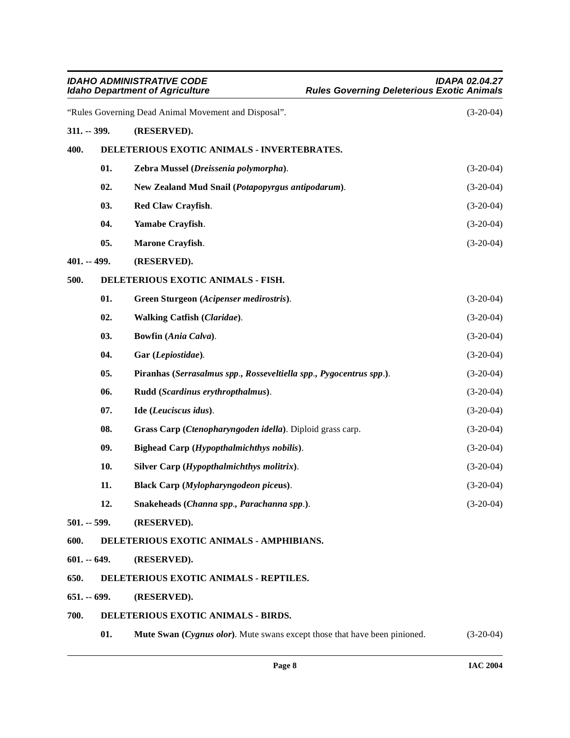"Rules Governing Dead Animal Movement and Disposal". (3-20-04)

**311. -- 399. (RESERVED).**

**400. DELETERIOUS EXOTIC ANIMALS - INVERTEBRATES.**

**01. Zebra Mussel (*Dreissenia polymorpha*).** (3-20-04)

**02. New Zealand Mud Snail (*Potapopyrgus antipodarum*).** (3-20-04)

**03. Red Claw Crayfish.** (3-20-04)

**04. Yamabe Crayfish.** (3-20-04)

**05. Marone Crayfish.** (3-20-04)

**401. -- 499. (RESERVED).**

**500. DELETERIOUS EXOTIC ANIMALS - FISH.**

**01. Green Sturgeon (*Acipenser medirostris*).** (3-20-04)

**02. Walking Catfish (*Claridae*).** (3-20-04)

**03. Bowfin (*Ania Calva*).** (3-20-04)

**04. Gar (*Lepiostidae*).** (3-20-04)

**05. Piranhas (*Serrasalmus spp*., *Rosseveltiella spp*., *Pygocentrus spp*.).** (3-20-04)

**06. Rudd (*Scardinus erythropthalmus*).** (3-20-04)

**07. Ide (*Leuciscus idus*).** (3-20-04)

**08. Grass Carp (*Ctenopharyngoden idella*).** Diploid grass carp. (3-20-04)

**09. Bighead Carp (*Hypopthalmichthys nobilis*).** (3-20-04)

**10. Silver Carp (*Hypopthalmichthys molitrix*).** (3-20-04)

**11. Black Carp (*Mylopharyngodeon piceus*).** (3-20-04)

**12. Snakeheads (*Channa spp*., *Parachanna spp*.).** (3-20-04)

**501. -- 599. (RESERVED).**

**600. DELETERIOUS EXOTIC ANIMALS - AMPHIBIANS.**

**601. -- 649. (RESERVED).**

**650. DELETERIOUS EXOTIC ANIMALS - REPTILES.**

**651. -- 699. (RESERVED).**

**700. DELETERIOUS EXOTIC ANIMALS - BIRDS.**

**01. Mute Swan (*Cygnus olor*).** Mute swans except those that have been pinioned. (3-20-04)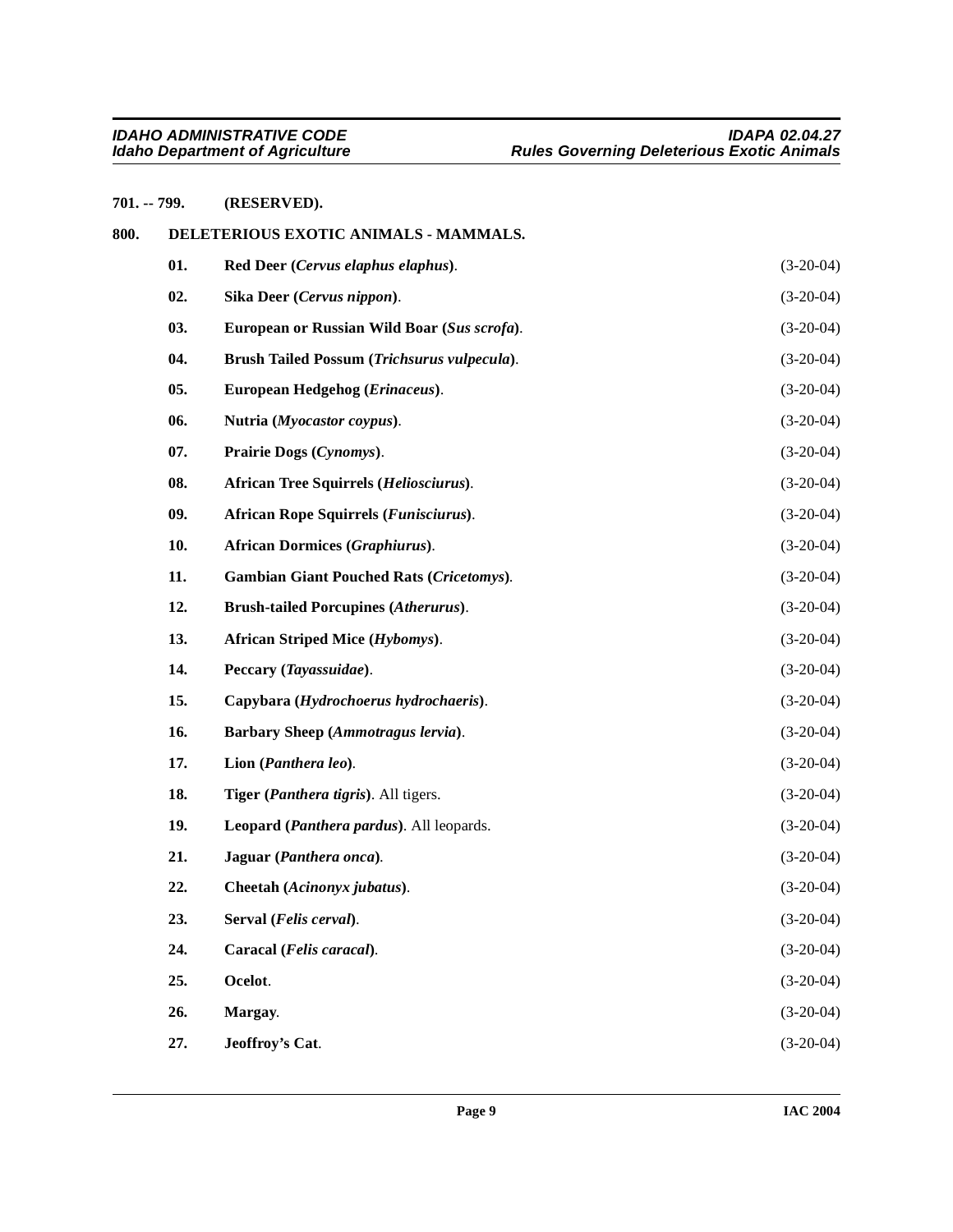**701. -- 799. (RESERVED).**

**800. DELETERIOUS EXOTIC ANIMALS - MAMMALS.**

**01. Red Deer (*Cervus elaphus elaphus*)**. (3-20-04)

**02. Sika Deer (*Cervus nippon*)**. (3-20-04)

**03. European or Russian Wild Boar (*Sus scrofa*)**. (3-20-04)

**04. Brush Tailed Possum (*Trichsurus vulpecula*)**. (3-20-04)

**05. European Hedgehog (*Erinaceus*)**. (3-20-04)

**06. Nutria (*Myocastor coypus*)**. (3-20-04)

**07. Prairie Dogs (*Cynomys*)**. (3-20-04)

**08. African Tree Squirrels (*Heliosciurus*)**. (3-20-04)

**09. African Rope Squirrels (*Funisciurus*)**. (3-20-04)

**10. African Dormices (*Graphiurus*)**. (3-20-04)

**11. Gambian Giant Pouched Rats (*Cricetomys*)**. (3-20-04)

**12. Brush-tailed Porcupines (*Atherurus*)**. (3-20-04)

**13. African Striped Mice (*Hybomys*)**. (3-20-04)

**14. Peccary (*Tayassuidae*)**. (3-20-04)

**15. Capybara (*Hydrochoerus hydrochaeris*)**. (3-20-04)

**16. Barbary Sheep (*Ammotragus lervia*)**. (3-20-04)

**17. Lion (*Panthera leo*)**. (3-20-04)

**18. Tiger (*Panthera tigris*)**. All tigers. (3-20-04)

**19. Leopard (*Panthera pardus*)**. All leopards. (3-20-04)

**21. Jaguar (*Panthera onca*)**. (3-20-04)

**22. Cheetah (*Acinonyx jubatus*)**. (3-20-04)

**23. Serval (*Felis cerval*)**. (3-20-04)

**24. Caracal (*Felis caracal*)**. (3-20-04)

**25. Ocelot**. (3-20-04)

**26. Margay**. (3-20-04)

**27. Jeoffroy's Cat**. (3-20-04)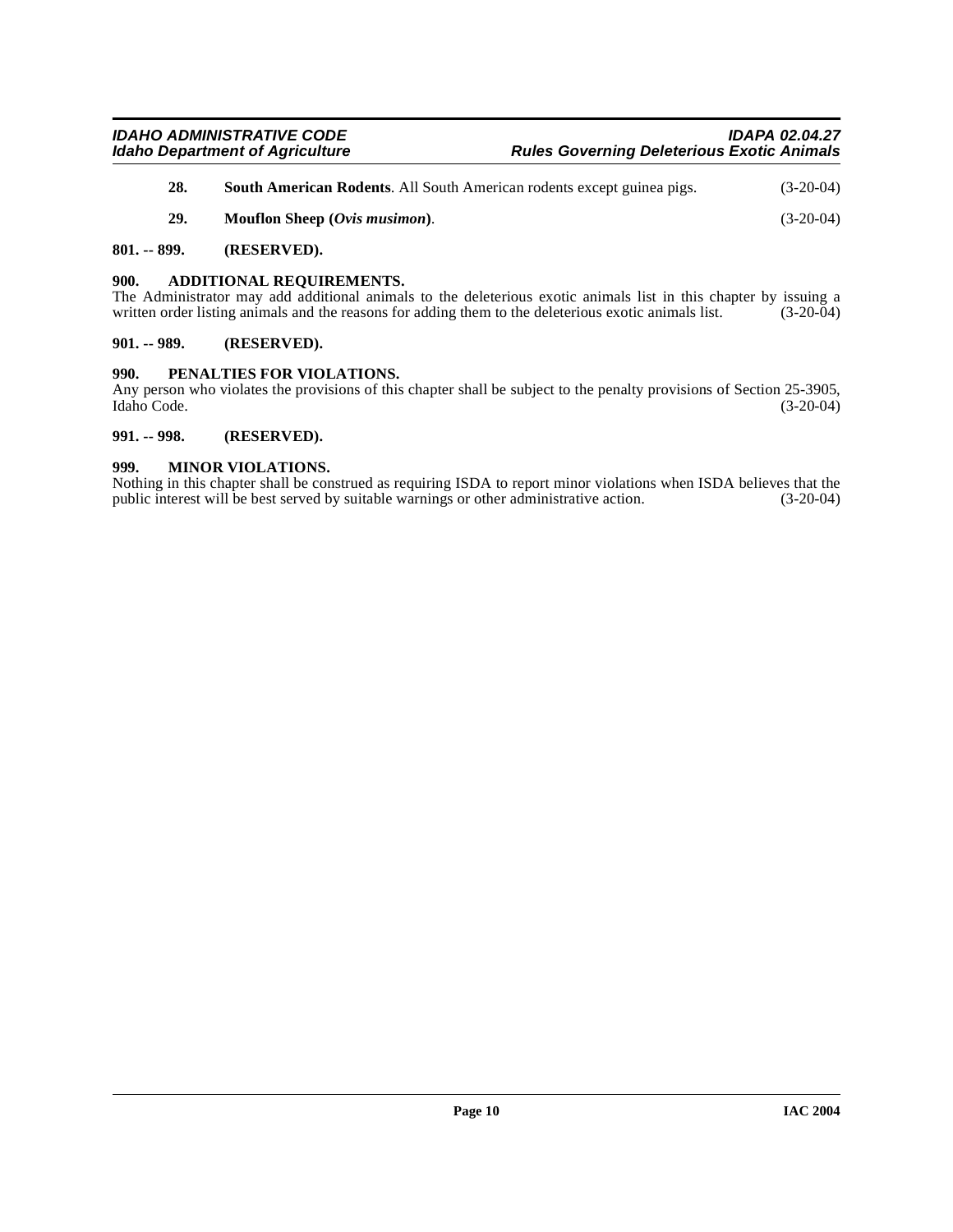**28. South American Rodents**. All South American rodents except guinea pigs. (3-20-04)

**29. Mouflon Sheep (*Ovis musimon*)**. (3-20-04)

## 801. -- 899. (RESERVED).

## 900. ADDITIONAL REQUIREMENTS.

The Administrator may add additional animals to the deleterious exotic animals list in this chapter by issuing a written order listing animals and the reasons for adding them to the deleterious exotic animals list. (3-20-04)

## 901. -- 989. (RESERVED).

## 990. PENALTIES FOR VIOLATIONS.

Any person who violates the provisions of this chapter shall be subject to the penalty provisions of Section 25-3905, Idaho Code. (3-20-04)

## 991. -- 998. (RESERVED).

## 999. MINOR VIOLATIONS.

Nothing in this chapter shall be construed as requiring ISDA to report minor violations when ISDA believes that the public interest will be best served by suitable warnings or other administrative action. (3-20-04)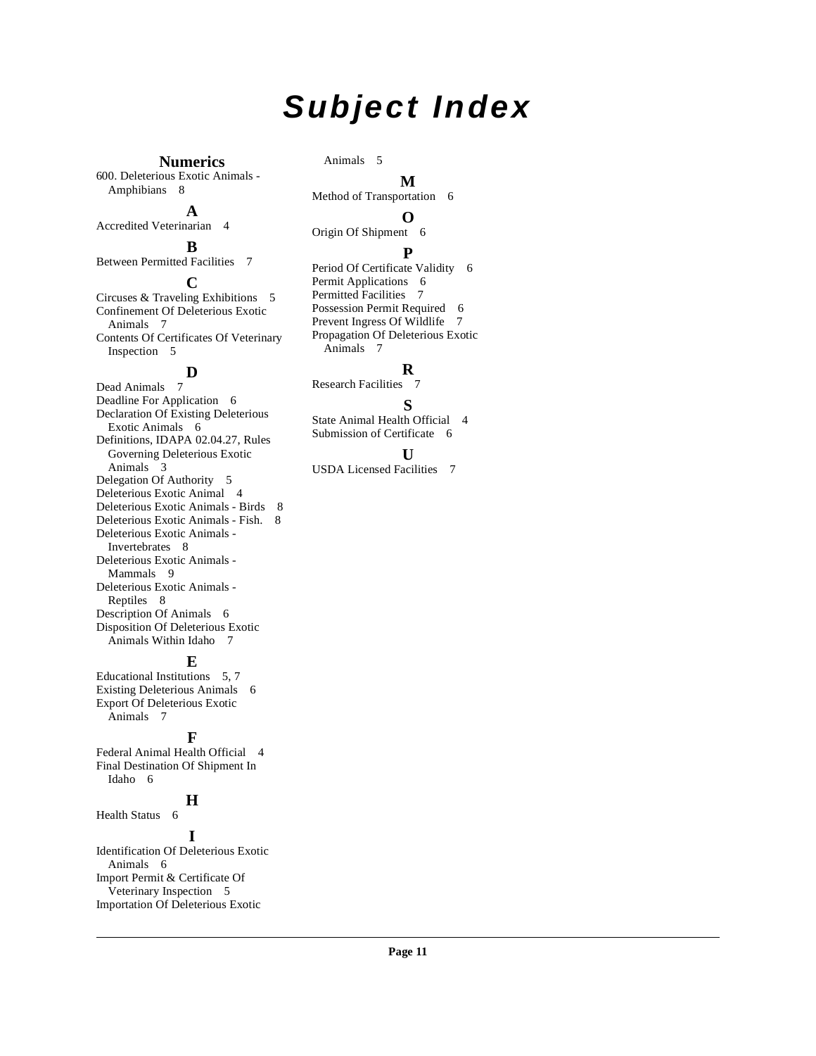# *Subject Index*

## Numerics

600. Deleterious Exotic Animals - Amphibians 8

## A

Accredited Veterinarian 4

## B

Between Permitted Facilities 7

## C

Circuses & Traveling Exhibitions 5
Confinement Of Deleterious Exotic Animals 7
Contents Of Certificates Of Veterinary Inspection 5

## D

Dead Animals 7
Deadline For Application 6
Declaration Of Existing Deleterious Exotic Animals 6
Definitions, IDAPA 02.04.27, Rules Governing Deleterious Exotic Animals 3
Delegation Of Authority 5
Deleterious Exotic Animal 4
Deleterious Exotic Animals - Birds 8
Deleterious Exotic Animals - Fish. 8
Deleterious Exotic Animals - Invertebrates 8
Deleterious Exotic Animals - Mammals 9
Deleterious Exotic Animals - Reptiles 8
Description Of Animals 6
Disposition Of Deleterious Exotic Animals Within Idaho 7

## E

Educational Institutions 5, 7
Existing Deleterious Animals 6
Export Of Deleterious Exotic Animals 7

## F

Federal Animal Health Official 4
Final Destination Of Shipment In Idaho 6

## H

Health Status 6

## I

Identification Of Deleterious Exotic Animals 6
Import Permit & Certificate Of Veterinary Inspection 5
Importation Of Deleterious Exotic Animals 5

## M

Method of Transportation 6

## O

Origin Of Shipment 6

## P

Period Of Certificate Validity 6
Permit Applications 6
Permitted Facilities 7
Possession Permit Required 6
Prevent Ingress Of Wildlife 7
Propagation Of Deleterious Exotic Animals 7

## R

Research Facilities 7

## S

State Animal Health Official 4
Submission of Certificate 6

## U

USDA Licensed Facilities 7